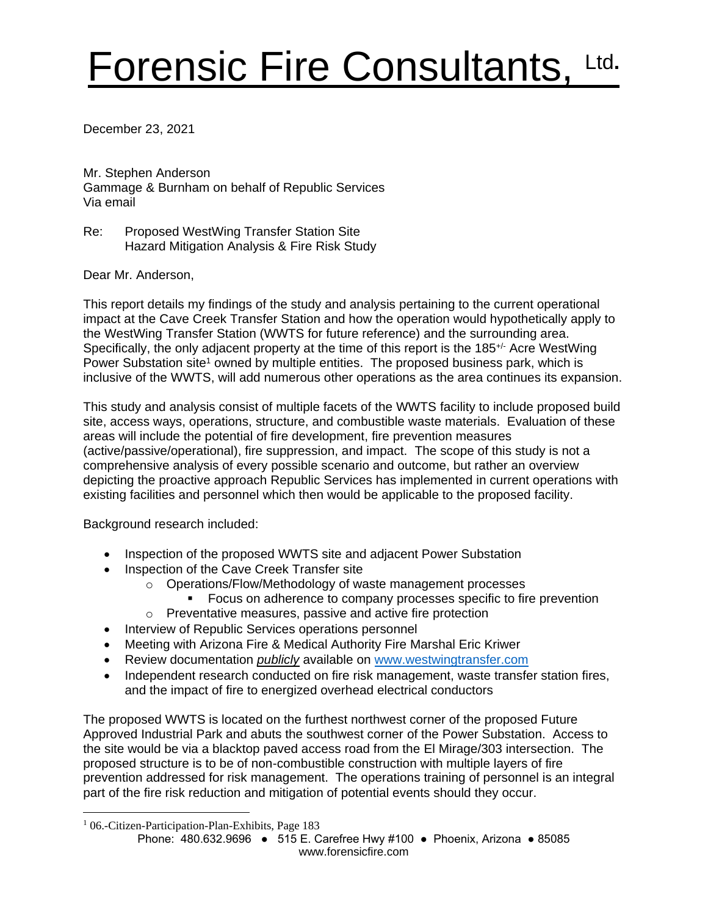# Forensic Fire Consultants, Ltd.

December 23, 2021

Mr. Stephen Anderson
Gammage & Burnham on behalf of Republic Services
Via email

Re: Proposed WestWing Transfer Station Site
Hazard Mitigation Analysis & Fire Risk Study

Dear Mr. Anderson,

This report details my findings of the study and analysis pertaining to the current operational impact at the Cave Creek Transfer Station and how the operation would hypothetically apply to the WestWing Transfer Station (WWTS for future reference) and the surrounding area. Specifically, the only adjacent property at the time of this report is the 185$^{+/-}$ Acre WestWing Power Substation site[1] owned by multiple entities. The proposed business park, which is inclusive of the WWTS, will add numerous other operations as the area continues its expansion.

This study and analysis consist of multiple facets of the WWTS facility to include proposed build site, access ways, operations, structure, and combustible waste materials. Evaluation of these areas will include the potential of fire development, fire prevention measures (active/passive/operational), fire suppression, and impact. The scope of this study is not a comprehensive analysis of every possible scenario and outcome, but rather an overview depicting the proactive approach Republic Services has implemented in current operations with existing facilities and personnel which then would be applicable to the proposed facility.

Background research included:

- Inspection of the proposed WWTS site and adjacent Power Substation
- Inspection of the Cave Creek Transfer site
  - Operations/Flow/Methodology of waste management processes
    - Focus on adherence to company processes specific to fire prevention
  - Preventative measures, passive and active fire protection
- Interview of Republic Services operations personnel
- Meeting with Arizona Fire & Medical Authority Fire Marshal Eric Kriwer
- Review documentation *publicly* available on www.westwingtransfer.com
- Independent research conducted on fire risk management, waste transfer station fires, and the impact of fire to energized overhead electrical conductors

The proposed WWTS is located on the furthest northwest corner of the proposed Future Approved Industrial Park and abuts the southwest corner of the Power Substation. Access to the site would be via a blacktop paved access road from the El Mirage/303 intersection. The proposed structure is to be of non-combustible construction with multiple layers of fire prevention addressed for risk management. The operations training of personnel is an integral part of the fire risk reduction and mitigation of potential events should they occur.

[1] 06.-Citizen-Participation-Plan-Exhibits, Page 183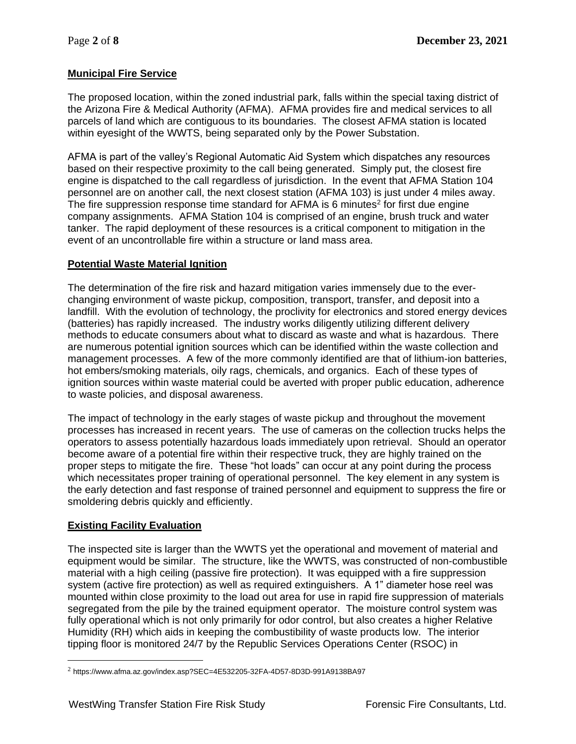## Municipal Fire Service

The proposed location, within the zoned industrial park, falls within the special taxing district of the Arizona Fire & Medical Authority (AFMA). AFMA provides fire and medical services to all parcels of land which are contiguous to its boundaries. The closest AFMA station is located within eyesight of the WWTS, being separated only by the Power Substation.

AFMA is part of the valley's Regional Automatic Aid System which dispatches any resources based on their respective proximity to the call being generated. Simply put, the closest fire engine is dispatched to the call regardless of jurisdiction. In the event that AFMA Station 104 personnel are on another call, the next closest station (AFMA 103) is just under 4 miles away. The fire suppression response time standard for AFMA is 6 minutes[2] for first due engine company assignments. AFMA Station 104 is comprised of an engine, brush truck and water tanker. The rapid deployment of these resources is a critical component to mitigation in the event of an uncontrollable fire within a structure or land mass area.

## Potential Waste Material Ignition

The determination of the fire risk and hazard mitigation varies immensely due to the ever-changing environment of waste pickup, composition, transport, transfer, and deposit into a landfill. With the evolution of technology, the proclivity for electronics and stored energy devices (batteries) has rapidly increased. The industry works diligently utilizing different delivery methods to educate consumers about what to discard as waste and what is hazardous. There are numerous potential ignition sources which can be identified within the waste collection and management processes. A few of the more commonly identified are that of lithium-ion batteries, hot embers/smoking materials, oily rags, chemicals, and organics. Each of these types of ignition sources within waste material could be averted with proper public education, adherence to waste policies, and disposal awareness.

The impact of technology in the early stages of waste pickup and throughout the movement processes has increased in recent years. The use of cameras on the collection trucks helps the operators to assess potentially hazardous loads immediately upon retrieval. Should an operator become aware of a potential fire within their respective truck, they are highly trained on the proper steps to mitigate the fire. These "hot loads" can occur at any point during the process which necessitates proper training of operational personnel. The key element in any system is the early detection and fast response of trained personnel and equipment to suppress the fire or smoldering debris quickly and efficiently.

## Existing Facility Evaluation

The inspected site is larger than the WWTS yet the operational and movement of material and equipment would be similar. The structure, like the WWTS, was constructed of non-combustible material with a high ceiling (passive fire protection). It was equipped with a fire suppression system (active fire protection) as well as required extinguishers. A 1" diameter hose reel was mounted within close proximity to the load out area for use in rapid fire suppression of materials segregated from the pile by the trained equipment operator. The moisture control system was fully operational which is not only primarily for odor control, but also creates a higher Relative Humidity (RH) which aids in keeping the combustibility of waste products low. The interior tipping floor is monitored 24/7 by the Republic Services Operations Center (RSOC) in

[2] https://www.afma.az.gov/index.asp?SEC=4E532205-32FA-4D57-8D3D-991A9138BA97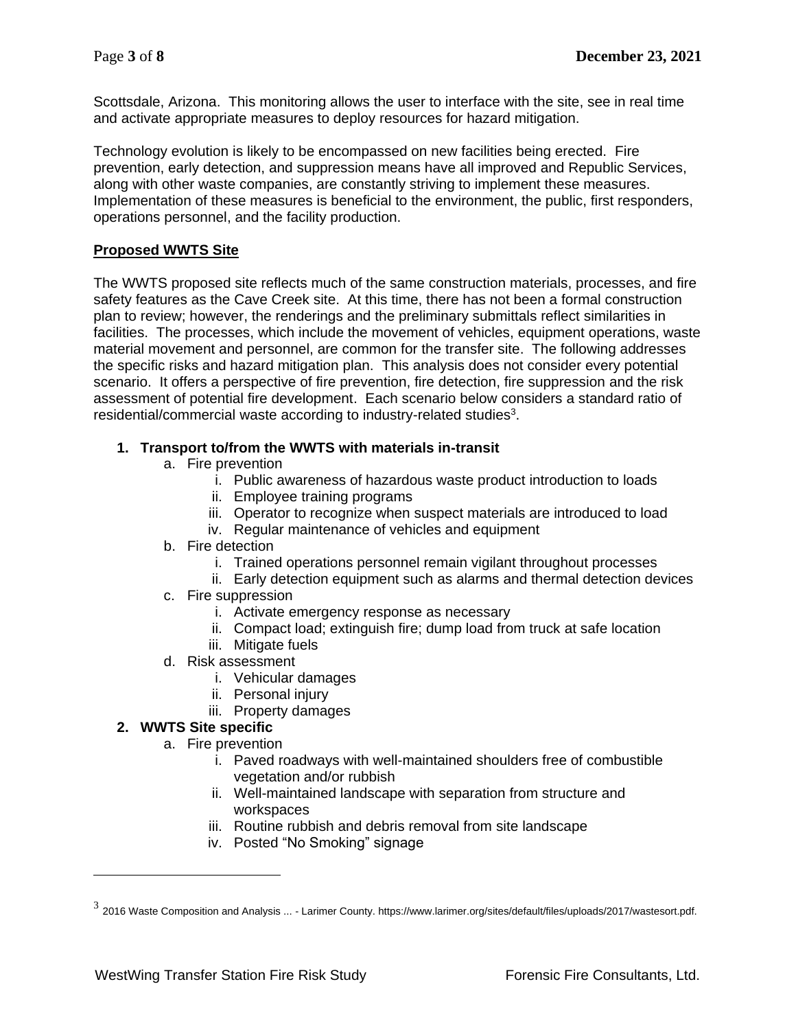Scottsdale, Arizona. This monitoring allows the user to interface with the site, see in real time and activate appropriate measures to deploy resources for hazard mitigation.

Technology evolution is likely to be encompassed on new facilities being erected. Fire prevention, early detection, and suppression means have all improved and Republic Services, along with other waste companies, are constantly striving to implement these measures. Implementation of these measures is beneficial to the environment, the public, first responders, operations personnel, and the facility production.

**Proposed WWTS Site**

The WWTS proposed site reflects much of the same construction materials, processes, and fire safety features as the Cave Creek site. At this time, there has not been a formal construction plan to review; however, the renderings and the preliminary submittals reflect similarities in facilities. The processes, which include the movement of vehicles, equipment operations, waste material movement and personnel, are common for the transfer site. The following addresses the specific risks and hazard mitigation plan. This analysis does not consider every potential scenario. It offers a perspective of fire prevention, fire detection, fire suppression and the risk assessment of potential fire development. Each scenario below considers a standard ratio of residential/commercial waste according to industry-related studies[3].

1. **Transport to/from the WWTS with materials in-transit**
   a. Fire prevention
      i. Public awareness of hazardous waste product introduction to loads
      ii. Employee training programs
      iii. Operator to recognize when suspect materials are introduced to load
      iv. Regular maintenance of vehicles and equipment
   b. Fire detection
      i. Trained operations personnel remain vigilant throughout processes
      ii. Early detection equipment such as alarms and thermal detection devices
   c. Fire suppression
      i. Activate emergency response as necessary
      ii. Compact load; extinguish fire; dump load from truck at safe location
      iii. Mitigate fuels
   d. Risk assessment
      i. Vehicular damages
      ii. Personal injury
      iii. Property damages
2. **WWTS Site specific**
   a. Fire prevention
      i. Paved roadways with well-maintained shoulders free of combustible vegetation and/or rubbish
      ii. Well-maintained landscape with separation from structure and workspaces
      iii. Routine rubbish and debris removal from site landscape
      iv. Posted "No Smoking" signage

[3] 2016 Waste Composition and Analysis ... - Larimer County. https://www.larimer.org/sites/default/files/uploads/2017/wastesort.pdf.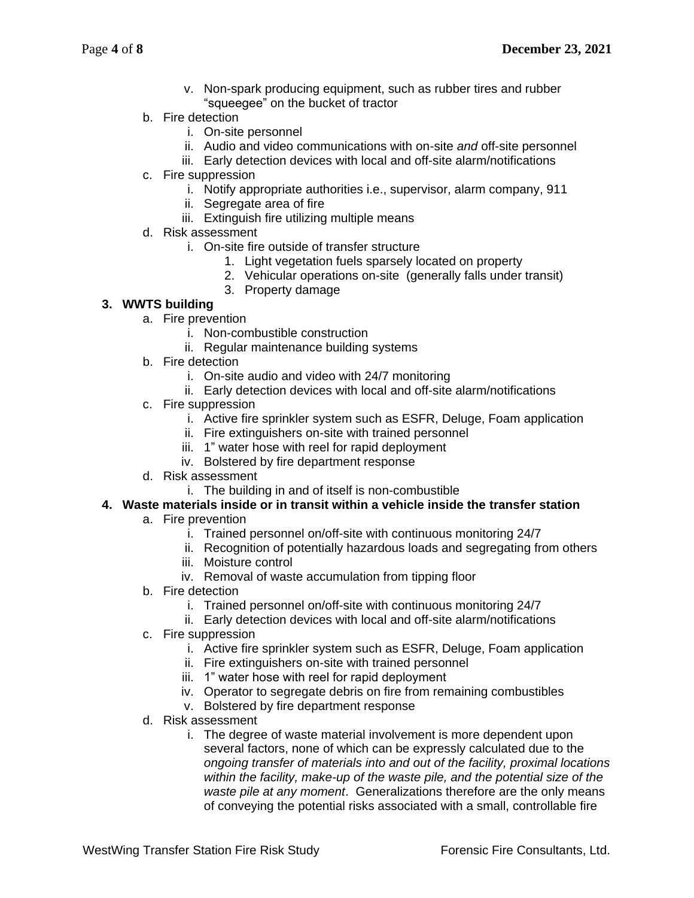v. Non-spark producing equipment, such as rubber tires and rubber "squeegee" on the bucket of tractor

   b. Fire detection
      i. On-site personnel
      ii. Audio and video communications with on-site *and* off-site personnel
      iii. Early detection devices with local and off-site alarm/notifications

   c. Fire suppression
      i. Notify appropriate authorities i.e., supervisor, alarm company, 911
      ii. Segregate area of fire
      iii. Extinguish fire utilizing multiple means

   d. Risk assessment
      i. On-site fire outside of transfer structure
         1. Light vegetation fuels sparsely located on property
         2. Vehicular operations on-site (generally falls under transit)
         3. Property damage

**3. WWTS building**

   a. Fire prevention
      i. Non-combustible construction
      ii. Regular maintenance building systems

   b. Fire detection
      i. On-site audio and video with 24/7 monitoring
      ii. Early detection devices with local and off-site alarm/notifications

   c. Fire suppression
      i. Active fire sprinkler system such as ESFR, Deluge, Foam application
      ii. Fire extinguishers on-site with trained personnel
      iii. 1" water hose with reel for rapid deployment
      iv. Bolstered by fire department response

   d. Risk assessment
      i. The building in and of itself is non-combustible

**4. Waste materials inside or in transit within a vehicle inside the transfer station**

   a. Fire prevention
      i. Trained personnel on/off-site with continuous monitoring 24/7
      ii. Recognition of potentially hazardous loads and segregating from others
      iii. Moisture control
      iv. Removal of waste accumulation from tipping floor

   b. Fire detection
      i. Trained personnel on/off-site with continuous monitoring 24/7
      ii. Early detection devices with local and off-site alarm/notifications

   c. Fire suppression
      i. Active fire sprinkler system such as ESFR, Deluge, Foam application
      ii. Fire extinguishers on-site with trained personnel
      iii. 1" water hose with reel for rapid deployment
      iv. Operator to segregate debris on fire from remaining combustibles
      v. Bolstered by fire department response

   d. Risk assessment
      i. The degree of waste material involvement is more dependent upon several factors, none of which can be expressly calculated due to the *ongoing transfer of materials into and out of the facility, proximal locations within the facility, make-up of the waste pile, and the potential size of the waste pile at any moment*. Generalizations therefore are the only means of conveying the potential risks associated with a small, controllable fire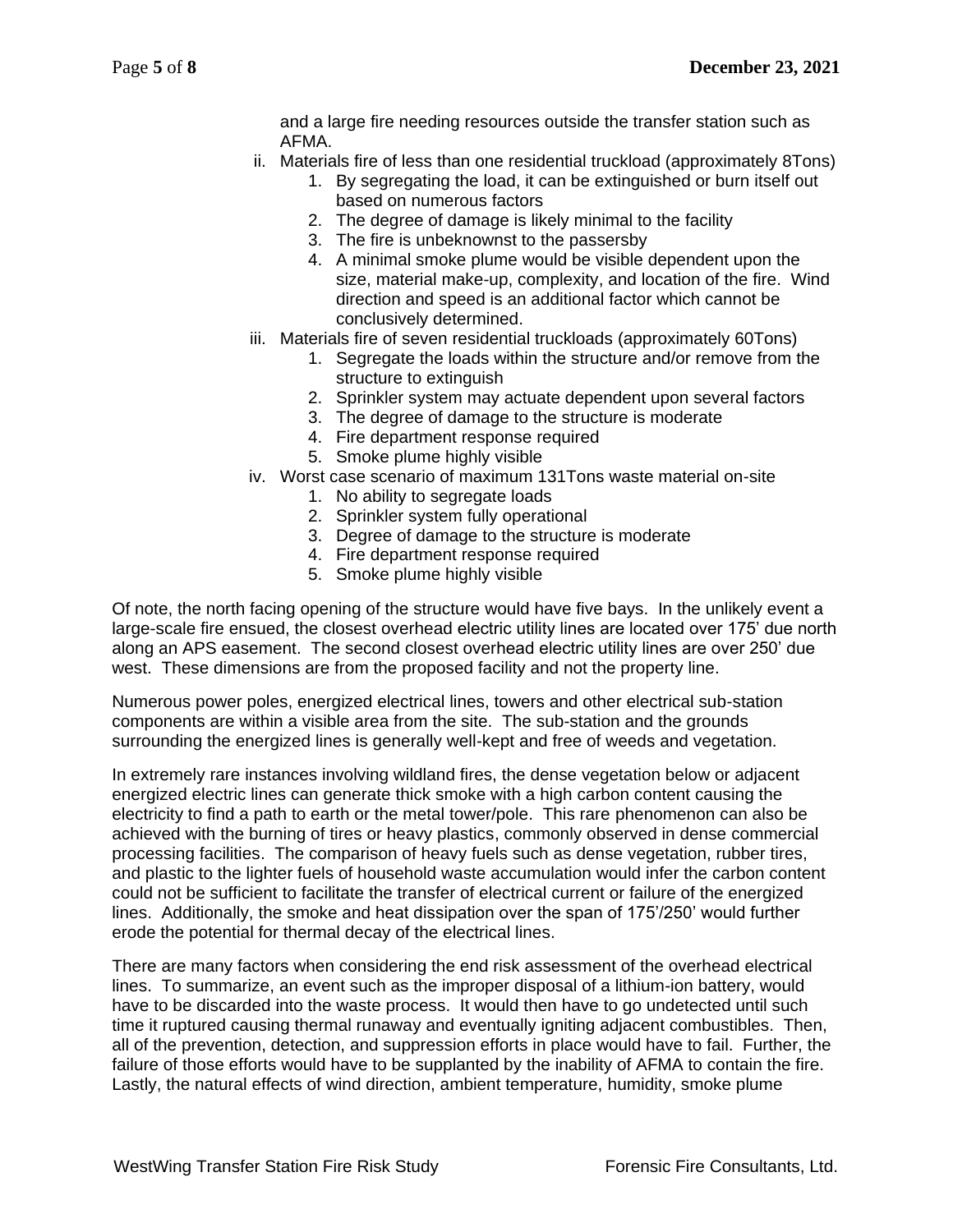and a large fire needing resources outside the transfer station such as AFMA.

ii. Materials fire of less than one residential truckload (approximately 8Tons)
    1. By segregating the load, it can be extinguished or burn itself out based on numerous factors
    2. The degree of damage is likely minimal to the facility
    3. The fire is unbeknownst to the passersby
    4. A minimal smoke plume would be visible dependent upon the size, material make-up, complexity, and location of the fire. Wind direction and speed is an additional factor which cannot be conclusively determined.

iii. Materials fire of seven residential truckloads (approximately 60Tons)
    1. Segregate the loads within the structure and/or remove from the structure to extinguish
    2. Sprinkler system may actuate dependent upon several factors
    3. The degree of damage to the structure is moderate
    4. Fire department response required
    5. Smoke plume highly visible

iv. Worst case scenario of maximum 131Tons waste material on-site
    1. No ability to segregate loads
    2. Sprinkler system fully operational
    3. Degree of damage to the structure is moderate
    4. Fire department response required
    5. Smoke plume highly visible

Of note, the north facing opening of the structure would have five bays. In the unlikely event a large-scale fire ensued, the closest overhead electric utility lines are located over 175' due north along an APS easement. The second closest overhead electric utility lines are over 250' due west. These dimensions are from the proposed facility and not the property line.

Numerous power poles, energized electrical lines, towers and other electrical sub-station components are within a visible area from the site. The sub-station and the grounds surrounding the energized lines is generally well-kept and free of weeds and vegetation.

In extremely rare instances involving wildland fires, the dense vegetation below or adjacent energized electric lines can generate thick smoke with a high carbon content causing the electricity to find a path to earth or the metal tower/pole. This rare phenomenon can also be achieved with the burning of tires or heavy plastics, commonly observed in dense commercial processing facilities. The comparison of heavy fuels such as dense vegetation, rubber tires, and plastic to the lighter fuels of household waste accumulation would infer the carbon content could not be sufficient to facilitate the transfer of electrical current or failure of the energized lines. Additionally, the smoke and heat dissipation over the span of 175'/250' would further erode the potential for thermal decay of the electrical lines.

There are many factors when considering the end risk assessment of the overhead electrical lines. To summarize, an event such as the improper disposal of a lithium-ion battery, would have to be discarded into the waste process. It would then have to go undetected until such time it ruptured causing thermal runaway and eventually igniting adjacent combustibles. Then, all of the prevention, detection, and suppression efforts in place would have to fail. Further, the failure of those efforts would have to be supplanted by the inability of AFMA to contain the fire. Lastly, the natural effects of wind direction, ambient temperature, humidity, smoke plume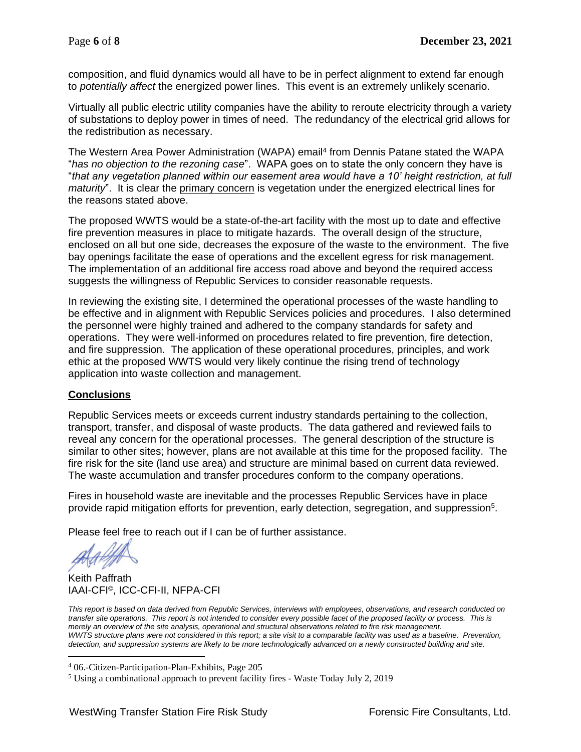composition, and fluid dynamics would all have to be in perfect alignment to extend far enough to *potentially affect* the energized power lines. This event is an extremely unlikely scenario.

Virtually all public electric utility companies have the ability to reroute electricity through a variety of substations to deploy power in times of need. The redundancy of the electrical grid allows for the redistribution as necessary.

The Western Area Power Administration (WAPA) email[4] from Dennis Patane stated the WAPA "*has no objection to the rezoning case*". WAPA goes on to state the only concern they have is "*that any vegetation planned within our easement area would have a 10' height restriction, at full maturity*". It is clear the <u>primary concern</u> is vegetation under the energized electrical lines for the reasons stated above.

The proposed WWTS would be a state-of-the-art facility with the most up to date and effective fire prevention measures in place to mitigate hazards. The overall design of the structure, enclosed on all but one side, decreases the exposure of the waste to the environment. The five bay openings facilitate the ease of operations and the excellent egress for risk management. The implementation of an additional fire access road above and beyond the required access suggests the willingness of Republic Services to consider reasonable requests.

In reviewing the existing site, I determined the operational processes of the waste handling to be effective and in alignment with Republic Services policies and procedures. I also determined the personnel were highly trained and adhered to the company standards for safety and operations. They were well-informed on procedures related to fire prevention, fire detection, and fire suppression. The application of these operational procedures, principles, and work ethic at the proposed WWTS would very likely continue the rising trend of technology application into waste collection and management.

## **<u>Conclusions</u>**

Republic Services meets or exceeds current industry standards pertaining to the collection, transport, transfer, and disposal of waste products. The data gathered and reviewed fails to reveal any concern for the operational processes. The general description of the structure is similar to other sites; however, plans are not available at this time for the proposed facility. The fire risk for the site (land use area) and structure are minimal based on current data reviewed. The waste accumulation and transfer procedures conform to the company operations.

Fires in household waste are inevitable and the processes Republic Services have in place provide rapid mitigation efforts for prevention, early detection, segregation, and suppression[5].

Please feel free to reach out if I can be of further assistance.

Keith Paffrath
IAAI-CFI©, ICC-CFI-II, NFPA-CFI

*This report is based on data derived from Republic Services, interviews with employees, observations, and research conducted on transfer site operations. This report is not intended to consider every possible facet of the proposed facility or process. This is merely an overview of the site analysis, operational and structural observations related to fire risk management.*
*WWTS structure plans were not considered in this report; a site visit to a comparable facility was used as a baseline. Prevention, detection, and suppression systems are likely to be more technologically advanced on a newly constructed building and site.*

---

[4] 06.-Citizen-Participation-Plan-Exhibits, Page 205

[5] Using a combinational approach to prevent facility fires - Waste Today July 2, 2019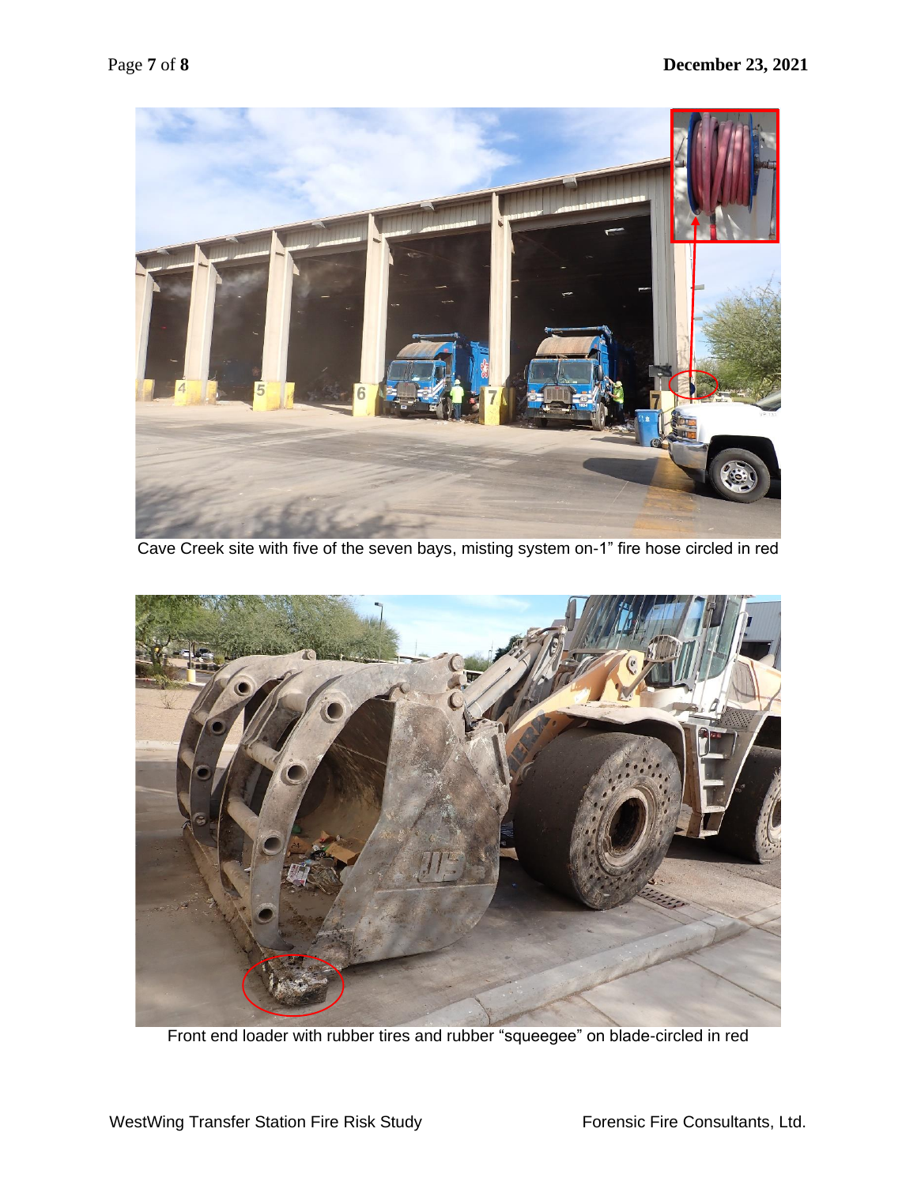Cave Creek site with five of the seven bays, misting system on-1” fire hose circled in red

Front end loader with rubber tires and rubber “squeegee” on blade-circled in red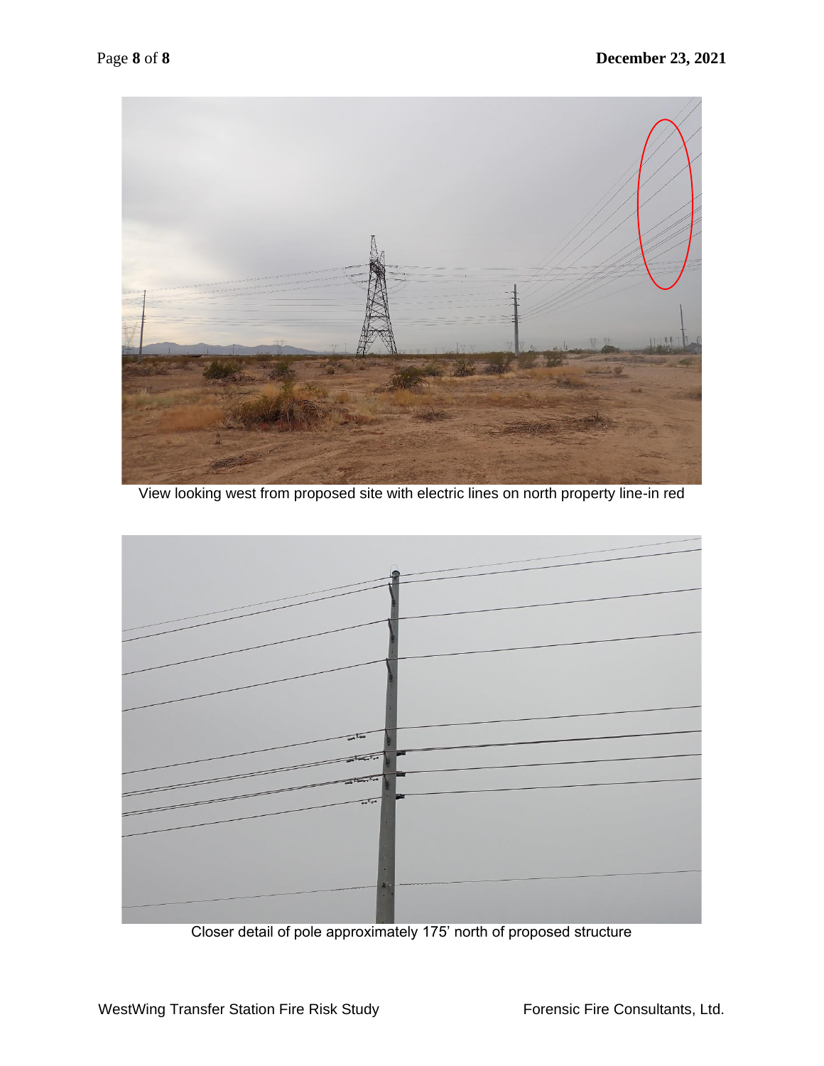View looking west from proposed site with electric lines on north property line-in red

Closer detail of pole approximately 175’ north of proposed structure